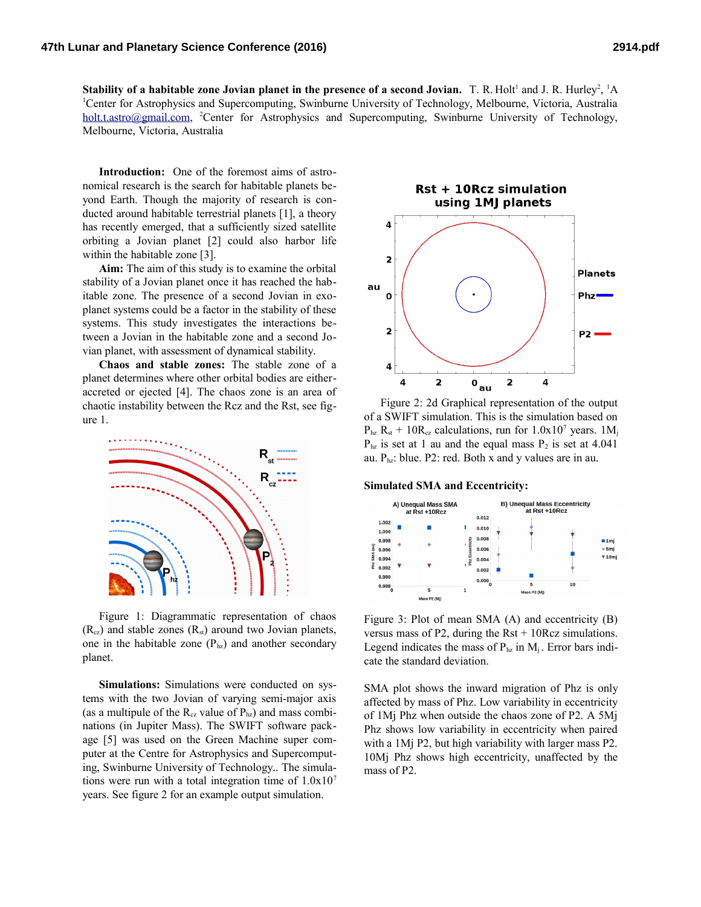**Stability of a habitable zone Jovian planet in the presence of a second Jovian.** T. R. Holt[1] and J. R. Hurley[2], [1]A [1]Center for Astrophysics and Supercomputing, Swinburne University of Technology, Melbourne, Victoria, Australia holt.t.astro@gmail.com, [2]Center for Astrophysics and Supercomputing, Swinburne University of Technology, Melbourne, Victoria, Australia

**Introduction:** One of the foremost aims of astronomical research is the search for habitable planets beyond Earth. Though the majority of research is conducted around habitable terrestrial planets [1], a theory has recently emerged, that a sufficiently sized satellite orbiting a Jovian planet [2] could also harbor life within the habitable zone [3].

**Aim:** The aim of this study is to examine the orbital stability of a Jovian planet once it has reached the habitable zone. The presence of a second Jovian in exoplanet systems could be a factor in the stability of these systems. This study investigates the interactions between a Jovian in the habitable zone and a second Jovian planet, with assessment of dynamical stability.

**Chaos and stable zones:** The stable zone of a planet determines where other orbital bodies are either accreted or ejected [4]. The chaos zone is an area of chaotic instability between the Rcz and the Rst, see figure 1.

Figure 1: Diagrammatic representation of chaos ($R_{cz}$) and stable zones ($R_{st}$) around two Jovian planets, one in the habitable zone ($P_{hz}$) and another secondary planet.

**Simulations:** Simulations were conducted on systems with the two Jovian of varying semi-major axis (as a multiple of the $R_{cz}$ value of $P_{hz}$) and mass combinations (in Jupiter Mass). The SWIFT software package [5] was used on the Green Machine super computer at the Centre for Astrophysics and Supercomputing, Swinburne University of Technology.. The simulations were run with a total integration time of $1.0\text{x}10^7$ years. See figure 2 for an example output simulation.

Figure 2: 2d Graphical representation of the output of a SWIFT simulation. This is the simulation based on $P_{hz}$ $R_{st}$ + $10R_{cz}$ calculations, run for $1.0\text{x}10^7$ years. $1M_j$ $P_{hz}$ is set at 1 au and the equal mass $P_2$ is set at 4.041 au. $P_{hz}$: blue. P2: red. Both x and y values are in au.

**Simulated SMA and Eccentricity:**

Figure 3: Plot of mean SMA (A) and eccentricity (B) versus mass of P2, during the Rst + 10Rcz simulations. Legend indicates the mass of $P_{hz}$ in $M_j$. Error bars indicate the standard deviation.

SMA plot shows the inward migration of Phz is only affected by mass of Phz. Low variability in eccentricity of 1Mj Phz when outside the chaos zone of P2. A 5Mj Phz shows low variability in eccentricity when paired with a 1Mj P2, but high variability with larger mass P2. 10Mj Phz shows high eccentricity, unaffected by the mass of P2.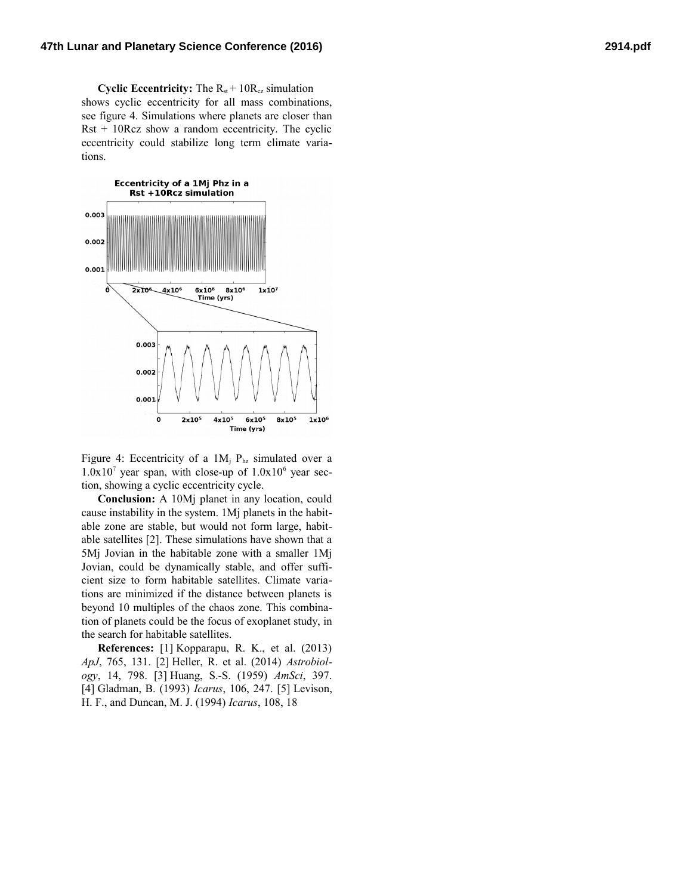**Cyclic Eccentricity:** The $R_{st} + 10R_{cz}$ simulation shows cyclic eccentricity for all mass combinations, see figure 4. Simulations where planets are closer than Rst + 10Rcz show a random eccentricity. The cyclic eccentricity could stabilize long term climate variations.

Eccentricity of a 1Mj Phz in a Rst +10Rcz simulation

0.003
0.002
0.001
0
2x10⁶ 4x10⁶ 6x10⁶ 8x10⁶ 1x10⁷
Time (yrs)

0.003
0.002
0.001
0
2x10⁵ 4x10⁵ 6x10⁵ 8x10⁵ 1x10⁶
Time (yrs)

Figure 4: Eccentricity of a $1M_j$ $P_{hz}$ simulated over a $1.0x10^7$ year span, with close-up of $1.0x10^6$ year section, showing a cyclic eccentricity cycle.

**Conclusion:** A 10Mj planet in any location, could cause instability in the system. 1Mj planets in the habitable zone are stable, but would not form large, habitable satellites [2]. These simulations have shown that a 5Mj Jovian in the habitable zone with a smaller 1Mj Jovian, could be dynamically stable, and offer sufficient size to form habitable satellites. Climate variations are minimized if the distance between planets is beyond 10 multiples of the chaos zone. This combination of planets could be the focus of exoplanet study, in the search for habitable satellites.

**References:** [1] Kopparapu, R. K., et al. (2013) *ApJ*, 765, 131. [2] Heller, R. et al. (2014) *Astrobiology*, 14, 798. [3] Huang, S.-S. (1959) *AmSci*, 397. [4] Gladman, B. (1993) *Icarus*, 106, 247. [5] Levison, H. F., and Duncan, M. J. (1994) *Icarus*, 108, 18